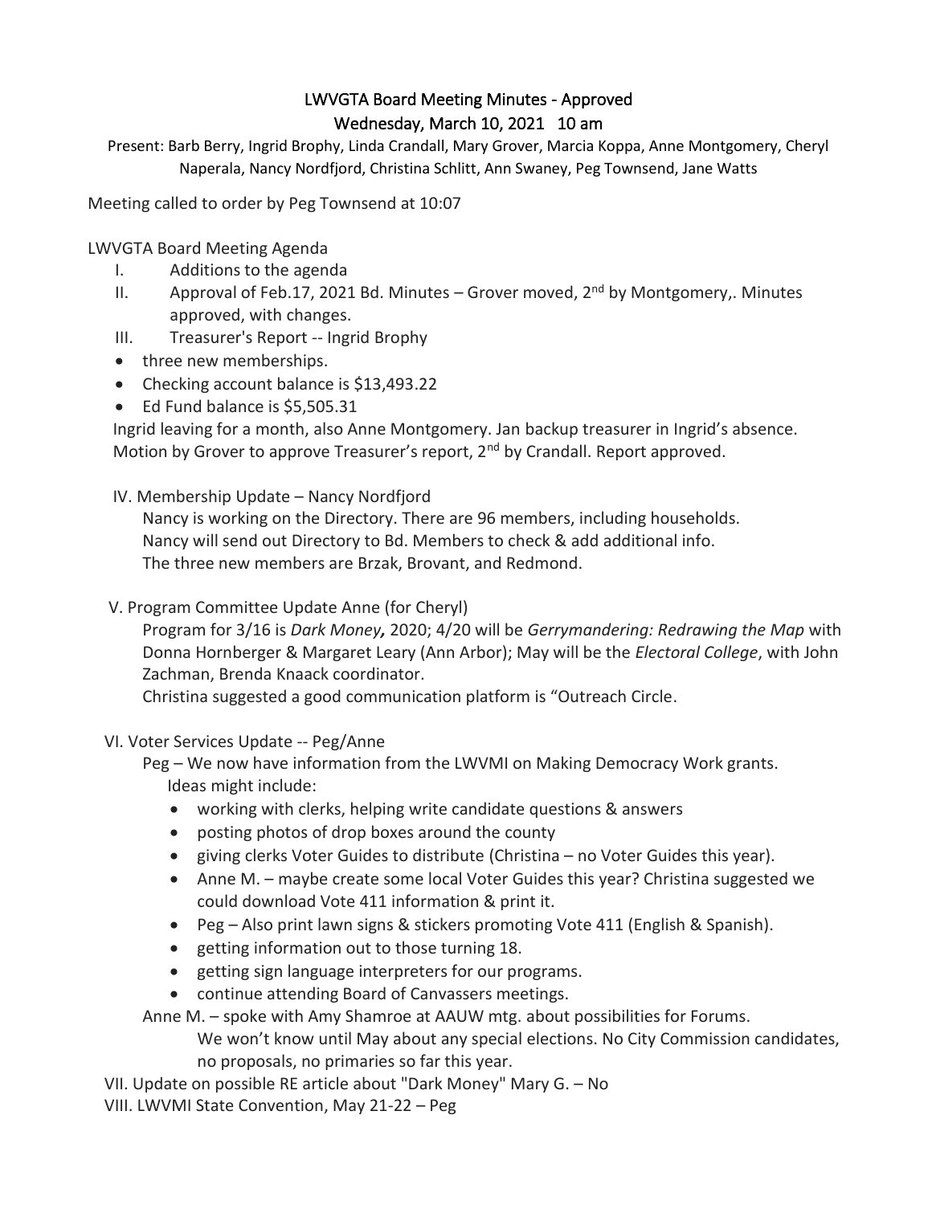# LWVGTA Board Meeting Minutes - Approved
## Wednesday, March 10, 2021 10 am

Present: Barb Berry, Ingrid Brophy, Linda Crandall, Mary Grover, Marcia Koppa, Anne Montgomery, Cheryl Naperala, Nancy Nordfjord, Christina Schlitt, Ann Swaney, Peg Townsend, Jane Watts

Meeting called to order by Peg Townsend at 10:07

LWVGTA Board Meeting Agenda

I. Additions to the agenda

II. Approval of Feb.17, 2021 Bd. Minutes – Grover moved, 2nd by Montgomery,. Minutes approved, with changes.

III. Treasurer's Report -- Ingrid Brophy

- three new memberships.
- Checking account balance is $13,493.22
- Ed Fund balance is $5,505.31

Ingrid leaving for a month, also Anne Montgomery. Jan backup treasurer in Ingrid's absence. Motion by Grover to approve Treasurer's report, 2nd by Crandall. Report approved.

IV. Membership Update – Nancy Nordfjord

Nancy is working on the Directory. There are 96 members, including households. Nancy will send out Directory to Bd. Members to check & add additional info. The three new members are Brzak, Brovant, and Redmond.

V. Program Committee Update Anne (for Cheryl)

Program for 3/16 is *Dark Money*, 2020; 4/20 will be *Gerrymandering: Redrawing the Map* with Donna Hornberger & Margaret Leary (Ann Arbor); May will be the *Electoral College*, with John Zachman, Brenda Knaack coordinator.

Christina suggested a good communication platform is "Outreach Circle.

VI. Voter Services Update -- Peg/Anne

Peg – We now have information from the LWVMI on Making Democracy Work grants. Ideas might include:

- working with clerks, helping write candidate questions & answers
- posting photos of drop boxes around the county
- giving clerks Voter Guides to distribute (Christina – no Voter Guides this year).
- Anne M. – maybe create some local Voter Guides this year? Christina suggested we could download Vote 411 information & print it.
- Peg – Also print lawn signs & stickers promoting Vote 411 (English & Spanish).
- getting information out to those turning 18.
- getting sign language interpreters for our programs.
- continue attending Board of Canvassers meetings.

Anne M. – spoke with Amy Shamroe at AAUW mtg. about possibilities for Forums.

We won't know until May about any special elections. No City Commission candidates, no proposals, no primaries so far this year.

VII. Update on possible RE article about "Dark Money" Mary G. – No

VIII. LWVMI State Convention, May 21-22 – Peg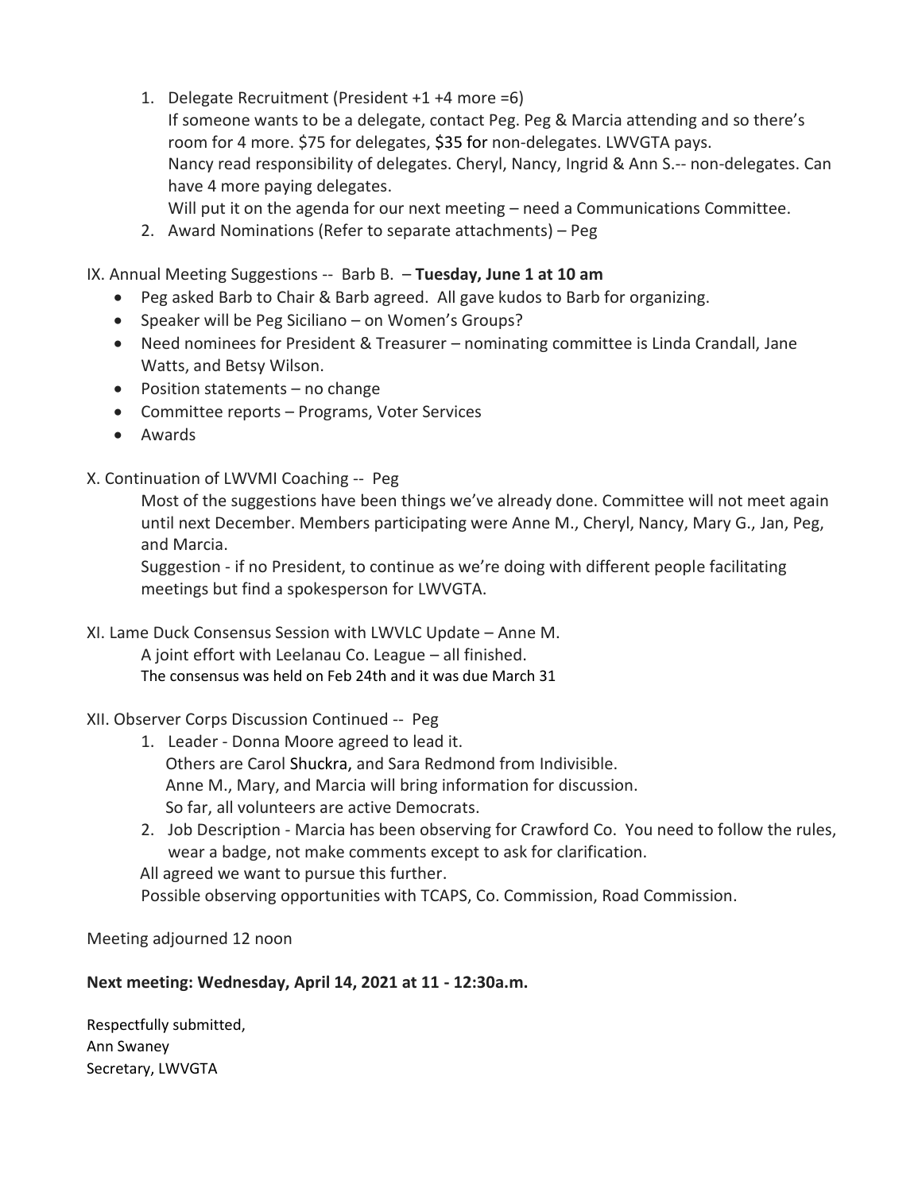1. Delegate Recruitment (President +1 +4 more =6)
   If someone wants to be a delegate, contact Peg. Peg & Marcia attending and so there's room for 4 more. $75 for delegates, $35 for non-delegates. LWVGTA pays.
   Nancy read responsibility of delegates. Cheryl, Nancy, Ingrid & Ann S.-- non-delegates. Can have 4 more paying delegates.
   Will put it on the agenda for our next meeting – need a Communications Committee.
2. Award Nominations (Refer to separate attachments) – Peg

IX. Annual Meeting Suggestions -- Barb B. – **Tuesday, June 1 at 10 am**

- Peg asked Barb to Chair & Barb agreed. All gave kudos to Barb for organizing.
- Speaker will be Peg Siciliano – on Women's Groups?
- Need nominees for President & Treasurer – nominating committee is Linda Crandall, Jane Watts, and Betsy Wilson.
- Position statements – no change
- Committee reports – Programs, Voter Services
- Awards

X. Continuation of LWVMI Coaching -- Peg

Most of the suggestions have been things we've already done. Committee will not meet again until next December. Members participating were Anne M., Cheryl, Nancy, Mary G., Jan, Peg, and Marcia.

Suggestion - if no President, to continue as we're doing with different people facilitating meetings but find a spokesperson for LWVGTA.

XI. Lame Duck Consensus Session with LWVLC Update – Anne M.

A joint effort with Leelanau Co. League – all finished.
The consensus was held on Feb 24th and it was due March 31

XII. Observer Corps Discussion Continued -- Peg

1. Leader - Donna Moore agreed to lead it.
   Others are Carol Shuckra, and Sara Redmond from Indivisible.
   Anne M., Mary, and Marcia will bring information for discussion.
   So far, all volunteers are active Democrats.
2. Job Description - Marcia has been observing for Crawford Co. You need to follow the rules, wear a badge, not make comments except to ask for clarification.

All agreed we want to pursue this further.
Possible observing opportunities with TCAPS, Co. Commission, Road Commission.

Meeting adjourned 12 noon

**Next meeting: Wednesday, April 14, 2021 at 11 - 12:30a.m.**

Respectfully submitted,
Ann Swaney
Secretary, LWVGTA